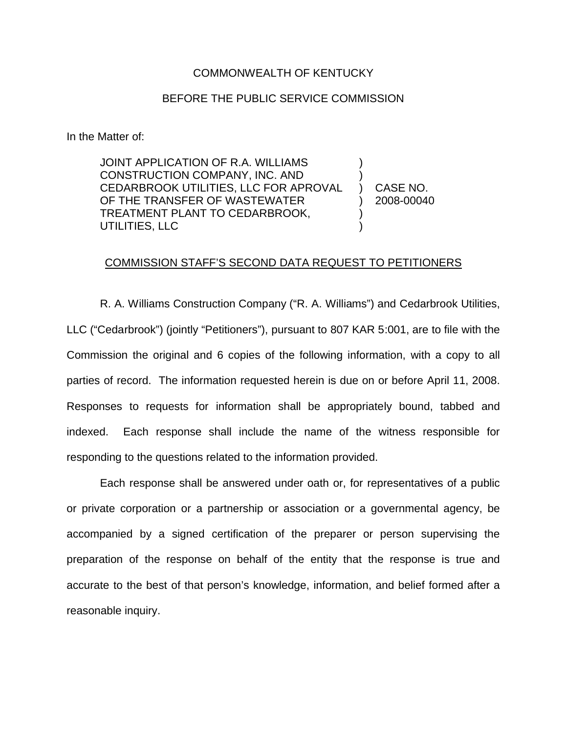COMMONWEALTH OF KENTUCKY

BEFORE THE PUBLIC SERVICE COMMISSION

In the Matter of:

| | | |
|---|---|---|
| JOINT APPLICATION OF R.A. WILLIAMS CONSTRUCTION COMPANY, INC. AND CEDARBROOK UTILITIES, LLC FOR APROVAL OF THE TRANSFER OF WASTEWATER TREATMENT PLANT TO CEDARBROOK, UTILITIES, LLC | ) | CASE NO. 2008-00040 |

COMMISSION STAFF'S SECOND DATA REQUEST TO PETITIONERS

R. A. Williams Construction Company ("R. A. Williams") and Cedarbrook Utilities, LLC ("Cedarbrook") (jointly "Petitioners"), pursuant to 807 KAR 5:001, are to file with the Commission the original and 6 copies of the following information, with a copy to all parties of record. The information requested herein is due on or before April 11, 2008. Responses to requests for information shall be appropriately bound, tabbed and indexed. Each response shall include the name of the witness responsible for responding to the questions related to the information provided.

Each response shall be answered under oath or, for representatives of a public or private corporation or a partnership or association or a governmental agency, be accompanied by a signed certification of the preparer or person supervising the preparation of the response on behalf of the entity that the response is true and accurate to the best of that person's knowledge, information, and belief formed after a reasonable inquiry.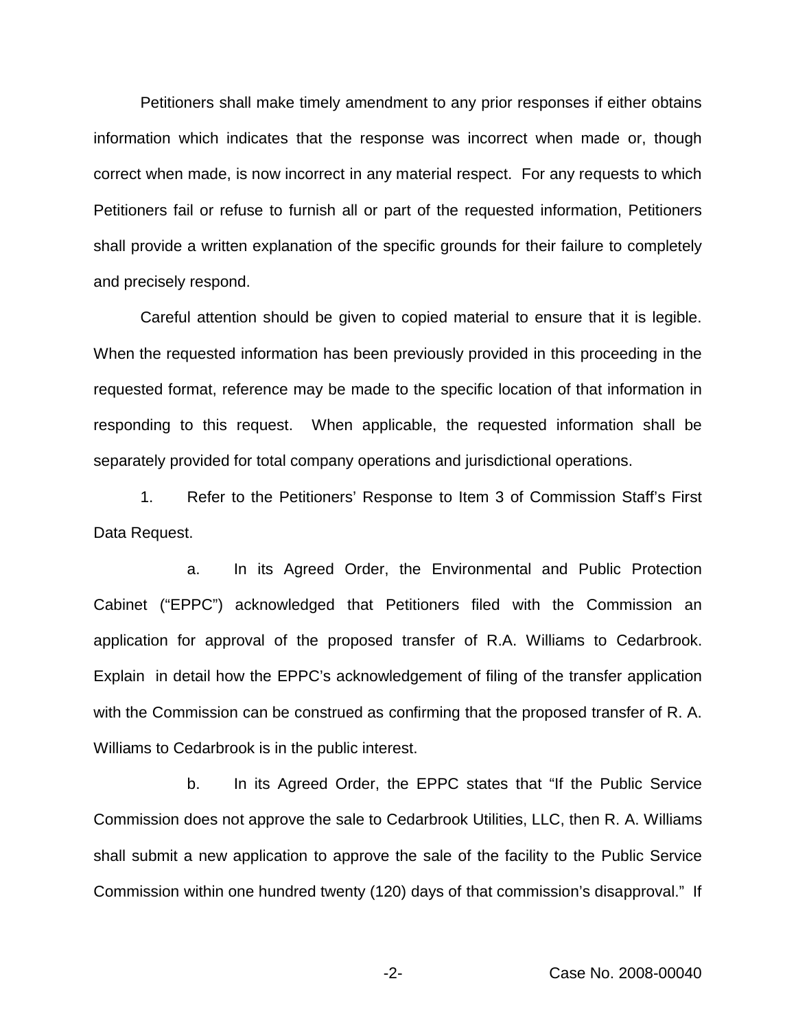Petitioners shall make timely amendment to any prior responses if either obtains information which indicates that the response was incorrect when made or, though correct when made, is now incorrect in any material respect. For any requests to which Petitioners fail or refuse to furnish all or part of the requested information, Petitioners shall provide a written explanation of the specific grounds for their failure to completely and precisely respond.

Careful attention should be given to copied material to ensure that it is legible. When the requested information has been previously provided in this proceeding in the requested format, reference may be made to the specific location of that information in responding to this request. When applicable, the requested information shall be separately provided for total company operations and jurisdictional operations.

1. Refer to the Petitioners' Response to Item 3 of Commission Staff's First Data Request.

a. In its Agreed Order, the Environmental and Public Protection Cabinet ("EPPC") acknowledged that Petitioners filed with the Commission an application for approval of the proposed transfer of R.A. Williams to Cedarbrook. Explain in detail how the EPPC's acknowledgement of filing of the transfer application with the Commission can be construed as confirming that the proposed transfer of R. A. Williams to Cedarbrook is in the public interest.

b. In its Agreed Order, the EPPC states that "If the Public Service Commission does not approve the sale to Cedarbrook Utilities, LLC, then R. A. Williams shall submit a new application to approve the sale of the facility to the Public Service Commission within one hundred twenty (120) days of that commission's disapproval." If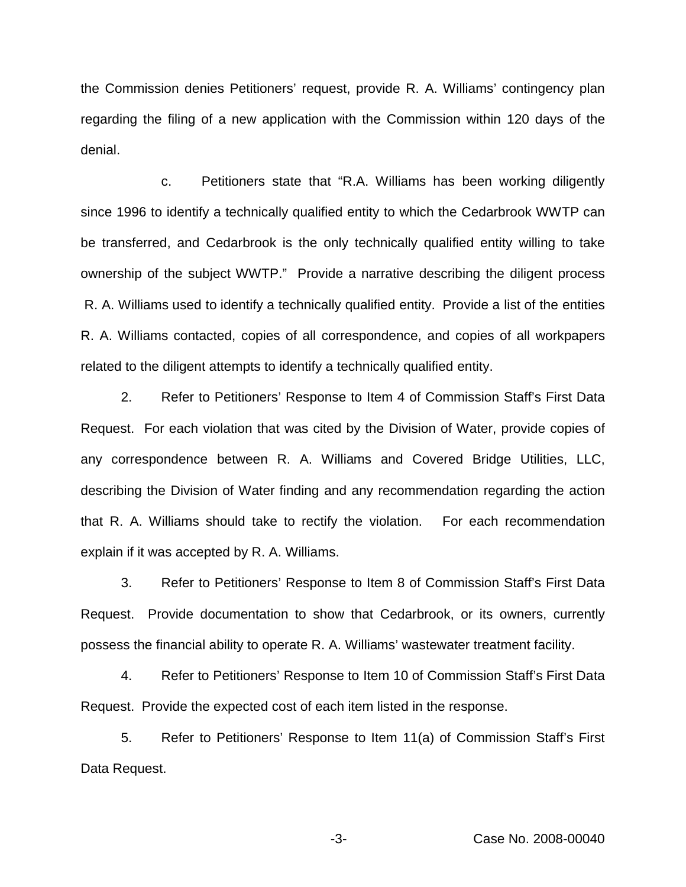the Commission denies Petitioners' request, provide R. A. Williams' contingency plan regarding the filing of a new application with the Commission within 120 days of the denial.

c. Petitioners state that "R.A. Williams has been working diligently since 1996 to identify a technically qualified entity to which the Cedarbrook WWTP can be transferred, and Cedarbrook is the only technically qualified entity willing to take ownership of the subject WWTP." Provide a narrative describing the diligent process R. A. Williams used to identify a technically qualified entity. Provide a list of the entities R. A. Williams contacted, copies of all correspondence, and copies of all workpapers related to the diligent attempts to identify a technically qualified entity.

2. Refer to Petitioners' Response to Item 4 of Commission Staff's First Data Request. For each violation that was cited by the Division of Water, provide copies of any correspondence between R. A. Williams and Covered Bridge Utilities, LLC, describing the Division of Water finding and any recommendation regarding the action that R. A. Williams should take to rectify the violation. For each recommendation explain if it was accepted by R. A. Williams.

3. Refer to Petitioners' Response to Item 8 of Commission Staff's First Data Request. Provide documentation to show that Cedarbrook, or its owners, currently possess the financial ability to operate R. A. Williams' wastewater treatment facility.

4. Refer to Petitioners' Response to Item 10 of Commission Staff's First Data Request. Provide the expected cost of each item listed in the response.

5. Refer to Petitioners' Response to Item 11(a) of Commission Staff's First Data Request.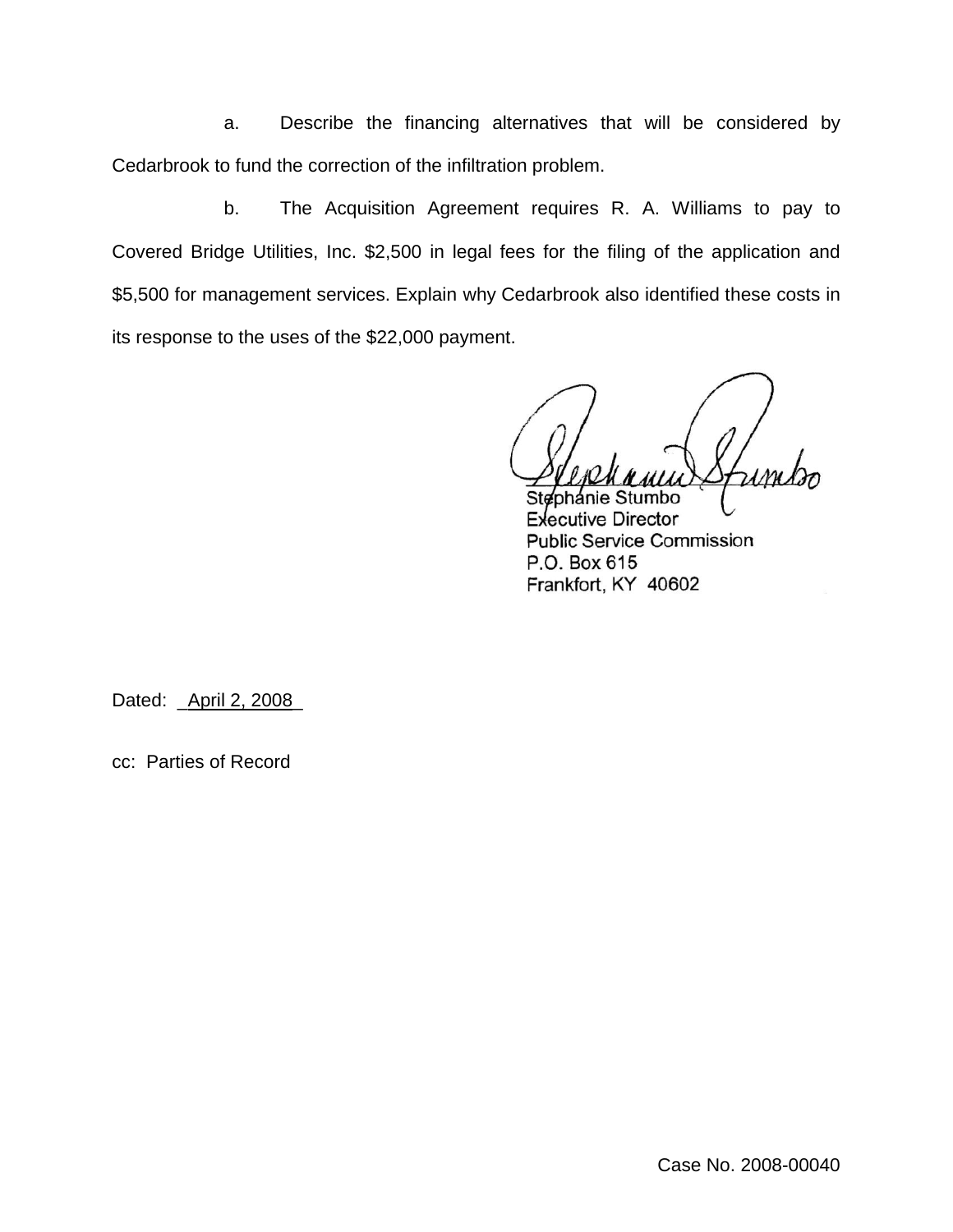a. Describe the financing alternatives that will be considered by Cedarbrook to fund the correction of the infiltration problem.

b. The Acquisition Agreement requires R. A. Williams to pay to Covered Bridge Utilities, Inc. $2,500 in legal fees for the filing of the application and $5,500 for management services. Explain why Cedarbrook also identified these costs in its response to the uses of the $22,000 payment.

Stephanie Stumbo
Executive Director
Public Service Commission
P.O. Box 615
Frankfort, KY 40602

Dated: April 2, 2008

cc: Parties of Record

Case No. 2008-00040